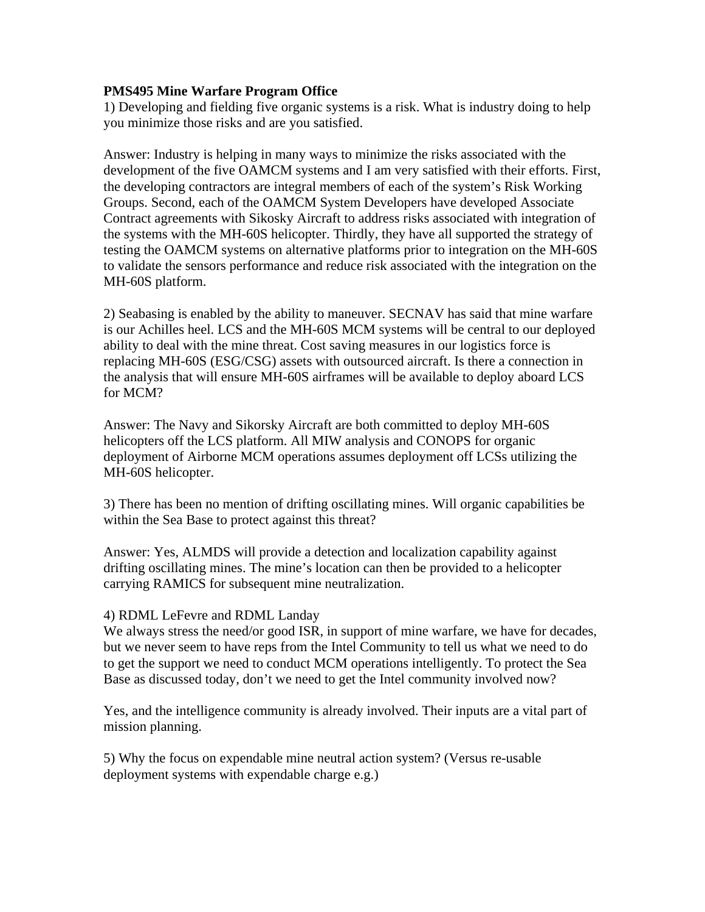**PMS495 Mine Warfare Program Office**

1) Developing and fielding five organic systems is a risk. What is industry doing to help you minimize those risks and are you satisfied.

Answer: Industry is helping in many ways to minimize the risks associated with the development of the five OAMCM systems and I am very satisfied with their efforts. First, the developing contractors are integral members of each of the system's Risk Working Groups. Second, each of the OAMCM System Developers have developed Associate Contract agreements with Sikosky Aircraft to address risks associated with integration of the systems with the MH-60S helicopter. Thirdly, they have all supported the strategy of testing the OAMCM systems on alternative platforms prior to integration on the MH-60S to validate the sensors performance and reduce risk associated with the integration on the MH-60S platform.

2) Seabasing is enabled by the ability to maneuver. SECNAV has said that mine warfare is our Achilles heel. LCS and the MH-60S MCM systems will be central to our deployed ability to deal with the mine threat. Cost saving measures in our logistics force is replacing MH-60S (ESG/CSG) assets with outsourced aircraft. Is there a connection in the analysis that will ensure MH-60S airframes will be available to deploy aboard LCS for MCM?

Answer: The Navy and Sikorsky Aircraft are both committed to deploy MH-60S helicopters off the LCS platform. All MIW analysis and CONOPS for organic deployment of Airborne MCM operations assumes deployment off LCSs utilizing the MH-60S helicopter.

3) There has been no mention of drifting oscillating mines. Will organic capabilities be within the Sea Base to protect against this threat?

Answer: Yes, ALMDS will provide a detection and localization capability against drifting oscillating mines. The mine's location can then be provided to a helicopter carrying RAMICS for subsequent mine neutralization.

4) RDML LeFevre and RDML Landay

We always stress the need/or good ISR, in support of mine warfare, we have for decades, but we never seem to have reps from the Intel Community to tell us what we need to do to get the support we need to conduct MCM operations intelligently. To protect the Sea Base as discussed today, don't we need to get the Intel community involved now?

Yes, and the intelligence community is already involved. Their inputs are a vital part of mission planning.

5) Why the focus on expendable mine neutral action system? (Versus re-usable deployment systems with expendable charge e.g.)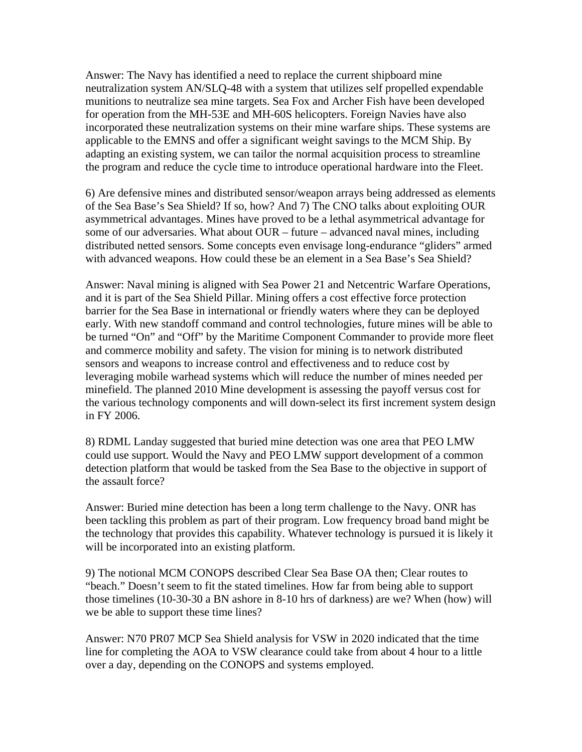Answer: The Navy has identified a need to replace the current shipboard mine neutralization system AN/SLQ-48 with a system that utilizes self propelled expendable munitions to neutralize sea mine targets. Sea Fox and Archer Fish have been developed for operation from the MH-53E and MH-60S helicopters. Foreign Navies have also incorporated these neutralization systems on their mine warfare ships. These systems are applicable to the EMNS and offer a significant weight savings to the MCM Ship. By adapting an existing system, we can tailor the normal acquisition process to streamline the program and reduce the cycle time to introduce operational hardware into the Fleet.

6) Are defensive mines and distributed sensor/weapon arrays being addressed as elements of the Sea Base's Sea Shield? If so, how? And 7) The CNO talks about exploiting OUR asymmetrical advantages. Mines have proved to be a lethal asymmetrical advantage for some of our adversaries. What about OUR – future – advanced naval mines, including distributed netted sensors. Some concepts even envisage long-endurance "gliders" armed with advanced weapons. How could these be an element in a Sea Base's Sea Shield?

Answer: Naval mining is aligned with Sea Power 21 and Netcentric Warfare Operations, and it is part of the Sea Shield Pillar. Mining offers a cost effective force protection barrier for the Sea Base in international or friendly waters where they can be deployed early. With new standoff command and control technologies, future mines will be able to be turned "On" and "Off" by the Maritime Component Commander to provide more fleet and commerce mobility and safety. The vision for mining is to network distributed sensors and weapons to increase control and effectiveness and to reduce cost by leveraging mobile warhead systems which will reduce the number of mines needed per minefield. The planned 2010 Mine development is assessing the payoff versus cost for the various technology components and will down-select its first increment system design in FY 2006.

8) RDML Landay suggested that buried mine detection was one area that PEO LMW could use support. Would the Navy and PEO LMW support development of a common detection platform that would be tasked from the Sea Base to the objective in support of the assault force?

Answer: Buried mine detection has been a long term challenge to the Navy. ONR has been tackling this problem as part of their program. Low frequency broad band might be the technology that provides this capability. Whatever technology is pursued it is likely it will be incorporated into an existing platform.

9) The notional MCM CONOPS described Clear Sea Base OA then; Clear routes to "beach." Doesn't seem to fit the stated timelines. How far from being able to support those timelines (10-30-30 a BN ashore in 8-10 hrs of darkness) are we? When (how) will we be able to support these time lines?

Answer: N70 PR07 MCP Sea Shield analysis for VSW in 2020 indicated that the time line for completing the AOA to VSW clearance could take from about 4 hour to a little over a day, depending on the CONOPS and systems employed.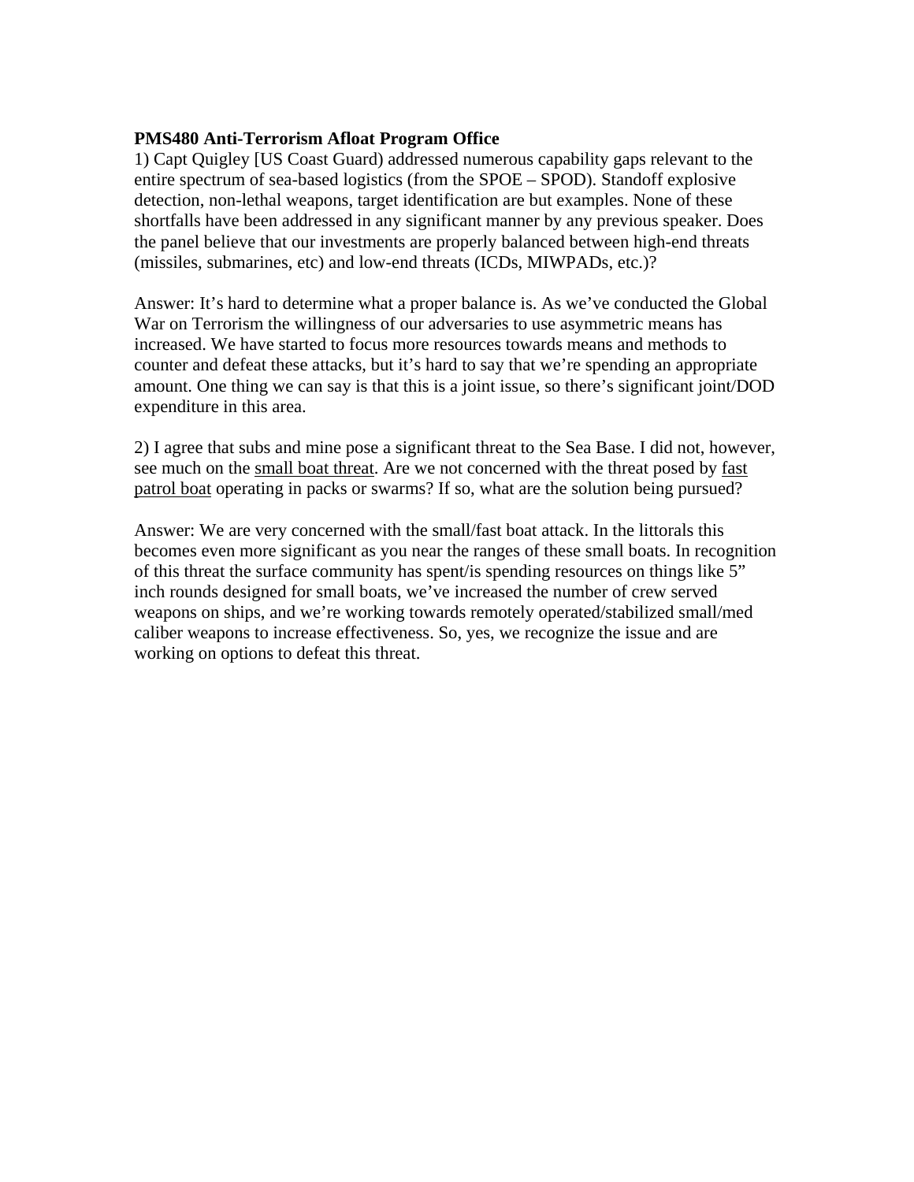**PMS480 Anti-Terrorism Afloat Program Office**

1) Capt Quigley [US Coast Guard) addressed numerous capability gaps relevant to the entire spectrum of sea-based logistics (from the SPOE – SPOD). Standoff explosive detection, non-lethal weapons, target identification are but examples. None of these shortfalls have been addressed in any significant manner by any previous speaker. Does the panel believe that our investments are properly balanced between high-end threats (missiles, submarines, etc) and low-end threats (ICDs, MIWPADs, etc.)?

Answer: It's hard to determine what a proper balance is. As we've conducted the Global War on Terrorism the willingness of our adversaries to use asymmetric means has increased. We have started to focus more resources towards means and methods to counter and defeat these attacks, but it's hard to say that we're spending an appropriate amount. One thing we can say is that this is a joint issue, so there's significant joint/DOD expenditure in this area.

2) I agree that subs and mine pose a significant threat to the Sea Base. I did not, however, see much on the <u>small boat threat</u>. Are we not concerned with the threat posed by <u>fast patrol boat</u> operating in packs or swarms? If so, what are the solution being pursued?

Answer: We are very concerned with the small/fast boat attack. In the littorals this becomes even more significant as you near the ranges of these small boats. In recognition of this threat the surface community has spent/is spending resources on things like 5" inch rounds designed for small boats, we've increased the number of crew served weapons on ships, and we're working towards remotely operated/stabilized small/med caliber weapons to increase effectiveness. So, yes, we recognize the issue and are working on options to defeat this threat.